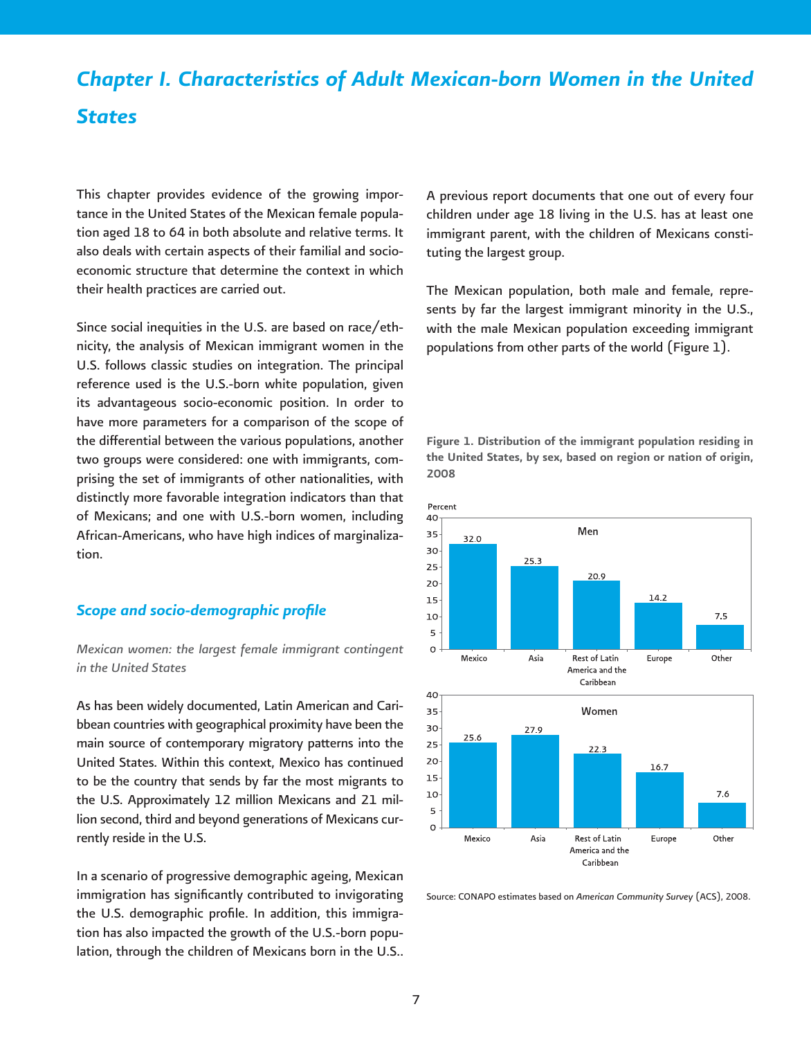# Chapter I. Characteristics of Adult Mexican-born Women in the United States

This chapter provides evidence of the growing importance in the United States of the Mexican female population aged 18 to 64 in both absolute and relative terms. It also deals with certain aspects of their familial and socio-economic structure that determine the context in which their health practices are carried out.

Since social inequities in the U.S. are based on race/ethnicity, the analysis of Mexican immigrant women in the U.S. follows classic studies on integration. The principal reference used is the U.S.-born white population, given its advantageous socio-economic position. In order to have more parameters for a comparison of the scope of the differential between the various populations, another two groups were considered: one with immigrants, comprising the set of immigrants of other nationalities, with distinctly more favorable integration indicators than that of Mexicans; and one with U.S.-born women, including African-Americans, who have high indices of marginalization.

## Scope and socio-demographic profile

*Mexican women: the largest female immigrant contingent in the United States*

As has been widely documented, Latin American and Caribbean countries with geographical proximity have been the main source of contemporary migratory patterns into the United States. Within this context, Mexico has continued to be the country that sends by far the most migrants to the U.S. Approximately 12 million Mexicans and 21 million second, third and beyond generations of Mexicans currently reside in the U.S.

In a scenario of progressive demographic ageing, Mexican immigration has significantly contributed to invigorating the U.S. demographic profile. In addition, this immigration has also impacted the growth of the U.S.-born population, through the children of Mexicans born in the U.S.. A previous report documents that one out of every four children under age 18 living in the U.S. has at least one immigrant parent, with the children of Mexicans constituting the largest group.

The Mexican population, both male and female, represents by far the largest immigrant minority in the U.S., with the male Mexican population exceeding immigrant populations from other parts of the world (Figure 1).

**Figure 1. Distribution of the immigrant population residing in the United States, by sex, based on region or nation of origin, 2008**

Percent

| | Mexico | Asia | Rest of Latin America and the Caribbean | Europe | Other |
|---|---|---|---|---|---|
| Men | 32.0 | 25.3 | 20.9 | 14.2 | 7.5 |
| Women | 25.6 | 27.9 | 22.3 | 16.7 | 7.6 |

Source: CONAPO estimates based on *American Community Survey* (ACS), 2008.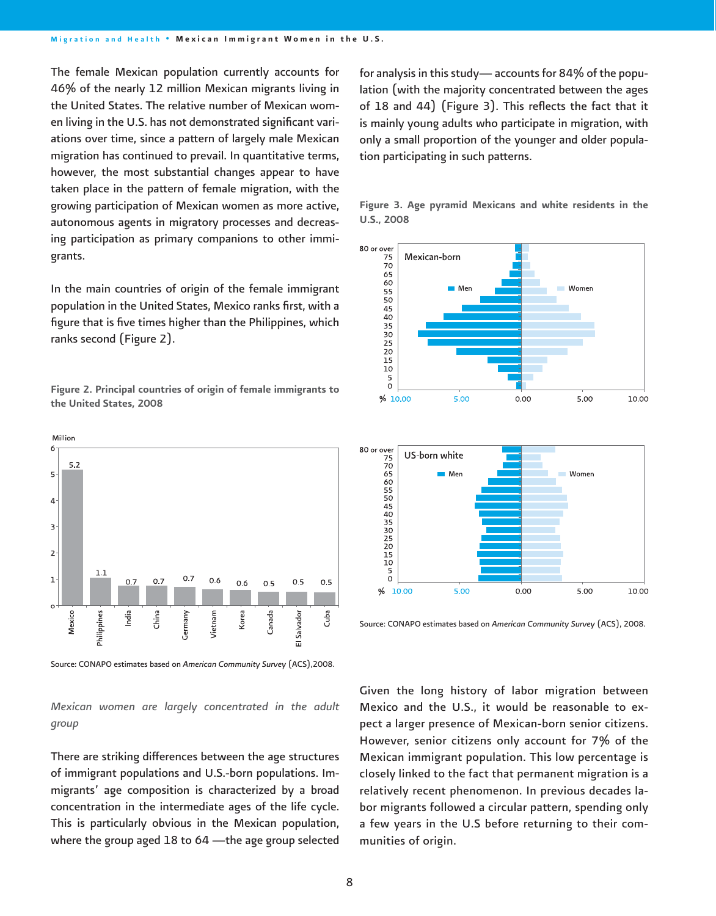The female Mexican population currently accounts for 46% of the nearly 12 million Mexican migrants living in the United States. The relative number of Mexican women living in the U.S. has not demonstrated significant variations over time, since a pattern of largely male Mexican migration has continued to prevail. In quantitative terms, however, the most substantial changes appear to have taken place in the pattern of female migration, with the growing participation of Mexican women as more active, autonomous agents in migratory processes and decreasing participation as primary companions to other immigrants.

In the main countries of origin of the female immigrant population in the United States, Mexico ranks first, with a figure that is five times higher than the Philippines, which ranks second (Figure 2).

**Figure 2. Principal countries of origin of female immigrants to the United States, 2008**

| Country | Million |
|---|---|
| Mexico | 5.2 |
| Philippines | 1.1 |
| India | 0.7 |
| China | 0.7 |
| Germany | 0.7 |
| Vietnam | 0.6 |
| Korea | 0.6 |
| Canada | 0.5 |
| El Salvador | 0.5 |
| Cuba | 0.5 |

Source: CONAPO estimates based on *American Community Survey* (ACS),2008.

*Mexican women are largely concentrated in the adult group*

There are striking differences between the age structures of immigrant populations and U.S.-born populations. Immigrants' age composition is characterized by a broad concentration in the intermediate ages of the life cycle. This is particularly obvious in the Mexican population, where the group aged 18 to 64 —the age group selected for analysis in this study— accounts for 84% of the population (with the majority concentrated between the ages of 18 and 44) (Figure 3). This reflects the fact that it is mainly young adults who participate in migration, with only a small proportion of the younger and older population participating in such patterns.

**Figure 3. Age pyramid Mexicans and white residents in the U.S., 2008**

Source: CONAPO estimates based on *American Community Survey* (ACS), 2008.

Given the long history of labor migration between Mexico and the U.S., it would be reasonable to expect a larger presence of Mexican-born senior citizens. However, senior citizens only account for 7% of the Mexican immigrant population. This low percentage is closely linked to the fact that permanent migration is a relatively recent phenomenon. In previous decades labor migrants followed a circular pattern, spending only a few years in the U.S before returning to their communities of origin.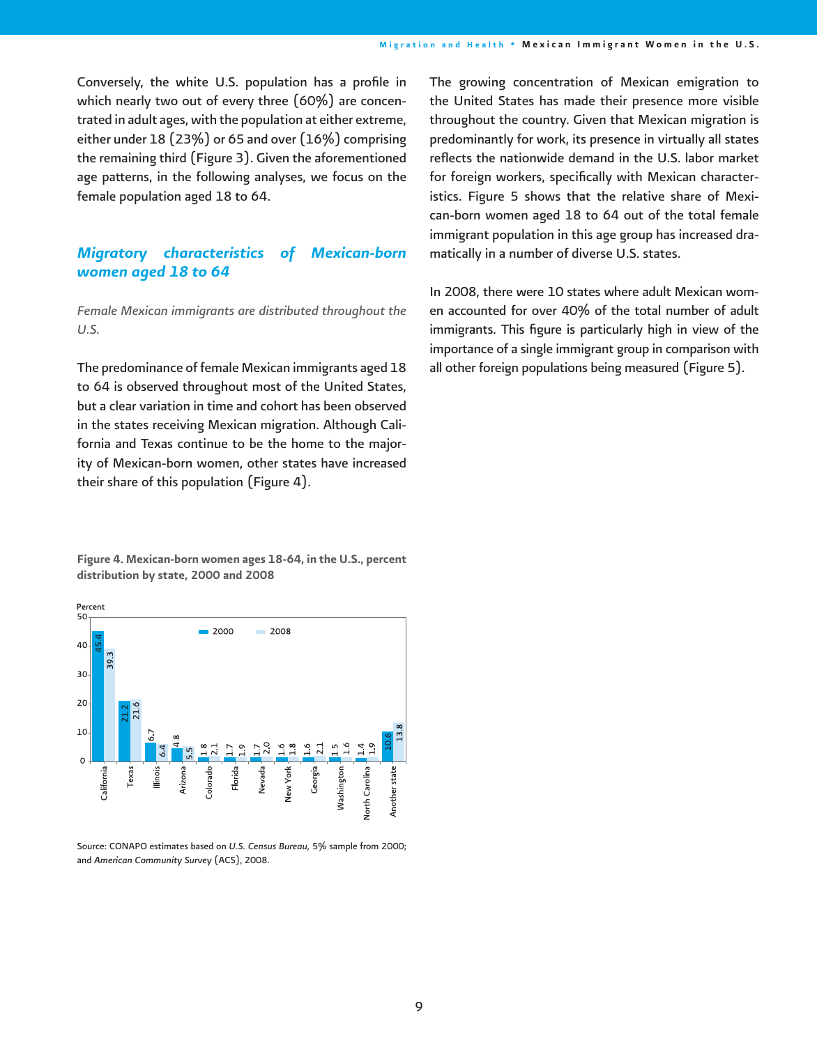Conversely, the white U.S. population has a profile in which nearly two out of every three (60%) are concentrated in adult ages, with the population at either extreme, either under 18 (23%) or 65 and over (16%) comprising the remaining third (Figure 3). Given the aforementioned age patterns, in the following analyses, we focus on the female population aged 18 to 64.

## *Migratory characteristics of Mexican-born women aged 18 to 64*

*Female Mexican immigrants are distributed throughout the U.S.*

The predominance of female Mexican immigrants aged 18 to 64 is observed throughout most of the United States, but a clear variation in time and cohort has been observed in the states receiving Mexican migration. Although California and Texas continue to be the home to the majority of Mexican-born women, other states have increased their share of this population (Figure 4).

**Figure 4. Mexican-born women ages 18-64, in the U.S., percent distribution by state, 2000 and 2008**

| State | 2000 | 2008 |
| --- | --- | --- |
| California | 45.4 | 39.3 |
| Texas | 21.2 | 21.6 |
| Illinois | 6.7 | 6.4 |
| Arizona | 4.8 | 5.5 |
| Colorado | 1.8 | 2.1 |
| Florida | 1.7 | 1.9 |
| Nevada | 1.7 | 2.0 |
| New York | 1.6 | 1.8 |
| Georgia | 1.6 | 2.1 |
| Washington | 1.5 | 1.6 |
| North Carolina | 1.4 | 1.9 |
| Another state | 10.6 | 13.8 |

Source: CONAPO estimates based on *U.S. Census Bureau*, 5% sample from 2000; and *American Community Survey* (ACS), 2008.

The growing concentration of Mexican emigration to the United States has made their presence more visible throughout the country. Given that Mexican migration is predominantly for work, its presence in virtually all states reflects the nationwide demand in the U.S. labor market for foreign workers, specifically with Mexican characteristics. Figure 5 shows that the relative share of Mexican-born women aged 18 to 64 out of the total female immigrant population in this age group has increased dramatically in a number of diverse U.S. states.

In 2008, there were 10 states where adult Mexican women accounted for over 40% of the total number of adult immigrants. This figure is particularly high in view of the importance of a single immigrant group in comparison with all other foreign populations being measured (Figure 5).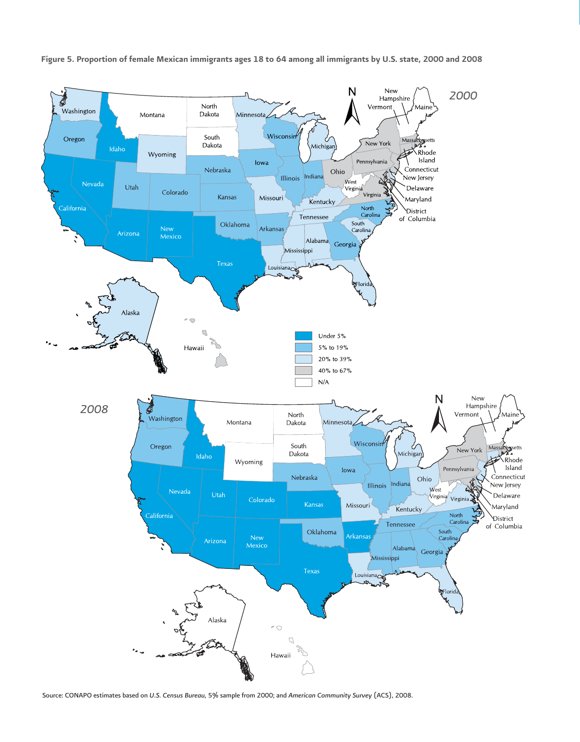**Figure 5. Proportion of female Mexican immigrants ages 18 to 64 among all immigrants by U.S. state, 2000 and 2008**

Source: CONAPO estimates based on *U.S. Census Bureau*, 5% sample from 2000; and *American Community Survey* (ACS), 2008.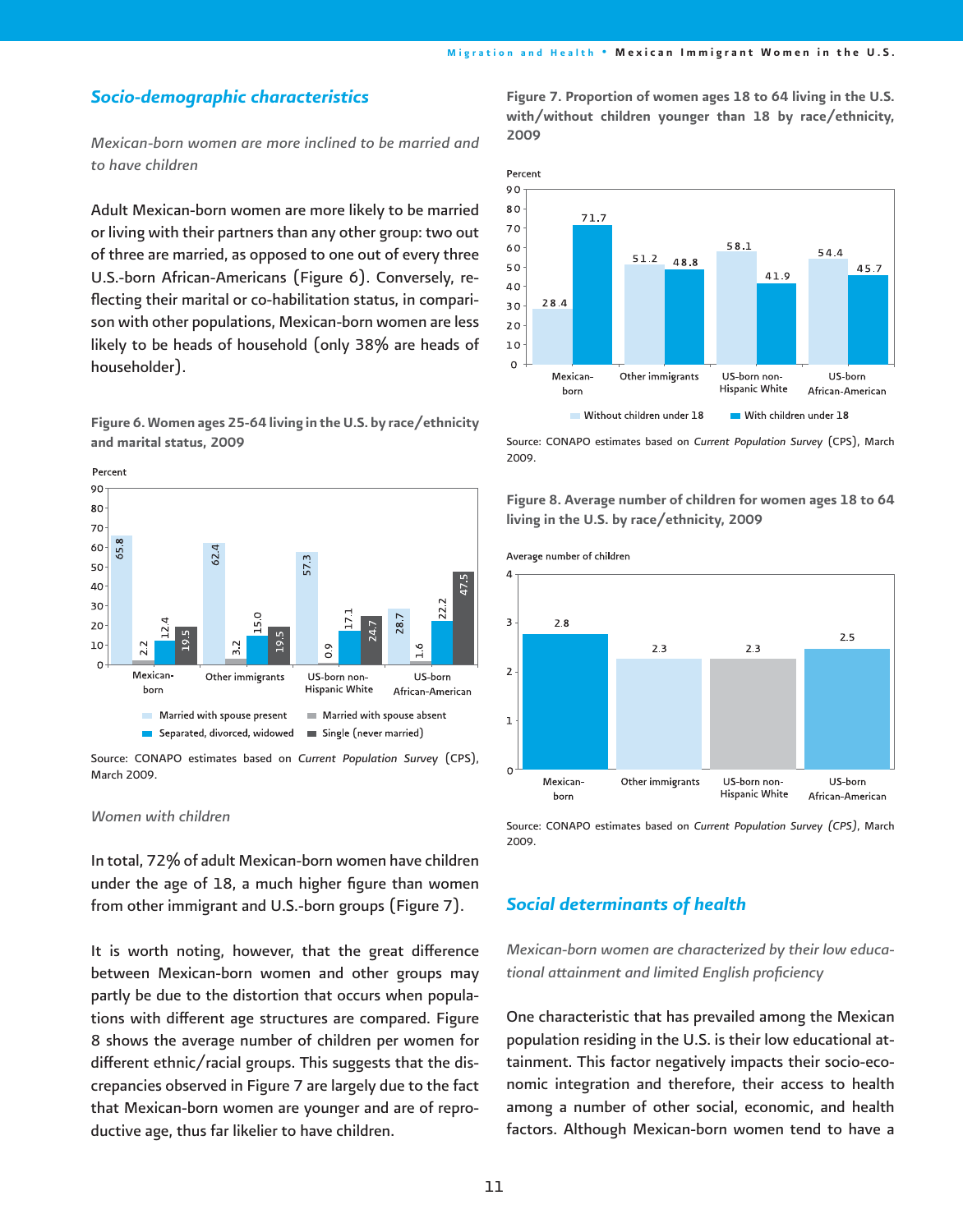## Socio-demographic characteristics

*Mexican-born women are more inclined to be married and to have children*

Adult Mexican-born women are more likely to be married or living with their partners than any other group: two out of three are married, as opposed to one out of every three U.S.-born African-Americans (Figure 6). Conversely, reflecting their marital or co-habitation status, in comparison with other populations, Mexican-born women are less likely to be heads of household (only 38% are heads of householder).

**Figure 6. Women ages 25-64 living in the U.S. by race/ethnicity and marital status, 2009**

Percent

| | Married with spouse present | Married with spouse absent | Separated, divorced, widowed | Single (never married) |
|---|---|---|---|---|
| Mexican-born | 65.8 | 2.2 | 12.4 | 19.5 |
| Other immigrants | 62.4 | 3.2 | 15.0 | 19.5 |
| US-born non-Hispanic White | 57.3 | 0.9 | 17.1 | 24.7 |
| US-born African-American | 28.7 | 1.6 | 22.2 | 47.5 |

Source: CONAPO estimates based on *Current Population Survey* (CPS), March 2009.

*Women with children*

In total, 72% of adult Mexican-born women have children under the age of 18, a much higher figure than women from other immigrant and U.S.-born groups (Figure 7).

It is worth noting, however, that the great difference between Mexican-born women and other groups may partly be due to the distortion that occurs when populations with different age structures are compared. Figure 8 shows the average number of children per women for different ethnic/racial groups. This suggests that the discrepancies observed in Figure 7 are largely due to the fact that Mexican-born women are younger and are of reproductive age, thus far likelier to have children.

**Figure 7. Proportion of women ages 18 to 64 living in the U.S. with/without children younger than 18 by race/ethnicity, 2009**

Percent

| | Without children under 18 | With children under 18 |
|---|---|---|
| Mexican-born | 28.4 | 71.7 |
| Other immigrants | 51.2 | 48.8 |
| US-born non-Hispanic White | 58.1 | 41.9 |
| US-born African-American | 54.4 | 45.7 |

Source: CONAPO estimates based on *Current Population Survey* (CPS), March 2009.

**Figure 8. Average number of children for women ages 18 to 64 living in the U.S. by race/ethnicity, 2009**

Average number of children

| | Average number of children |
|---|---|
| Mexican-born | 2.8 |
| Other immigrants | 2.3 |
| US-born non-Hispanic White | 2.3 |
| US-born African-American | 2.5 |

Source: CONAPO estimates based on *Current Population Survey (CPS)*, March 2009.

## Social determinants of health

*Mexican-born women are characterized by their low educational attainment and limited English proficiency*

One characteristic that has prevailed among the Mexican population residing in the U.S. is their low educational attainment. This factor negatively impacts their socio-economic integration and therefore, their access to health among a number of other social, economic, and health factors. Although Mexican-born women tend to have a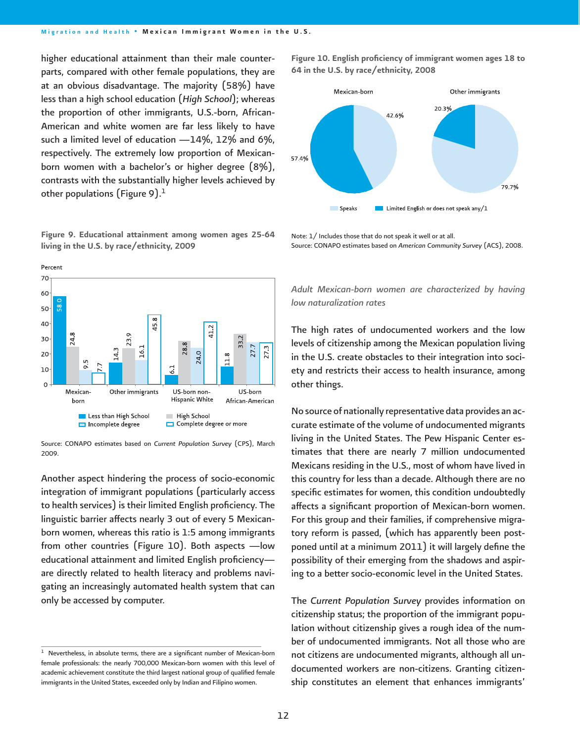higher educational attainment than their male counterparts, compared with other female populations, they are at an obvious disadvantage. The majority (58%) have less than a high school education (*High School*); whereas the proportion of other immigrants, U.S.-born, African-American and white women are far less likely to have such a limited level of education —14%, 12% and 6%, respectively. The extremely low proportion of Mexican-born women with a bachelor's or higher degree (8%), contrasts with the substantially higher levels achieved by other populations (Figure 9).[1]

**Figure 9. Educational attainment among women ages 25-64 living in the U.S. by race/ethnicity, 2009**

Percent

| | Less than High School | High School | Incomplete degree | Complete degree or more |
|---|---|---|---|---|
| Mexican-born | 58.0 | 24.8 | 9.5 | 7.7 |
| Other immigrants | 14.3 | 23.9 | 16.1 | 45.8 |
| US-born non-Hispanic White | 6.1 | 28.8 | 24.0 | 41.2 |
| US-born African-American | 11.8 | 33.2 | 27.7 | 27.3 |

Source: CONAPO estimates based on *Current Population Survey* (CPS), March 2009.

Another aspect hindering the process of socio-economic integration of immigrant populations (particularly access to health services) is their limited English proficiency. The linguistic barrier affects nearly 3 out of every 5 Mexican-born women, whereas this ratio is 1:5 among immigrants from other countries (Figure 10). Both aspects —low educational attainment and limited English proficiency— are directly related to health literacy and problems navigating an increasingly automated health system that can only be accessed by computer.

[1] Nevertheless, in absolute terms, there are a significant number of Mexican-born female professionals: the nearly 700,000 Mexican-born women with this level of academic achievement constitute the third largest national group of qualified female immigrants in the United States, exceeded only by Indian and Filipino women.

**Figure 10. English proficiency of immigrant women ages 18 to 64 in the U.S. by race/ethnicity, 2008**

| | Speaks | Limited English or does not speak any/1 |
|---|---|---|
| Mexican-born | 42.6% | 57.4% |
| Other immigrants | 79.7% | 20.3% |

Note: 1/ Includes those that do not speak it well or at all.
Source: CONAPO estimates based on *American Community Survey* (ACS), 2008.

*Adult Mexican-born women are characterized by having low naturalization rates*

The high rates of undocumented workers and the low levels of citizenship among the Mexican population living in the U.S. create obstacles to their integration into society and restricts their access to health insurance, among other things.

No source of nationally representative data provides an accurate estimate of the volume of undocumented migrants living in the United States. The Pew Hispanic Center estimates that there are nearly 7 million undocumented Mexicans residing in the U.S., most of whom have lived in this country for less than a decade. Although there are no specific estimates for women, this condition undoubtedly affects a significant proportion of Mexican-born women. For this group and their families, if comprehensive migratory reform is passed, (which has apparently been postponed until at a minimum 2011) it will largely define the possibility of their emerging from the shadows and aspiring to a better socio-economic level in the United States.

The *Current Population Survey* provides information on citizenship status; the proportion of the immigrant population without citizenship gives a rough idea of the number of undocumented immigrants. Not all those who are not citizens are undocumented migrants, although all undocumented workers are non-citizens. Granting citizenship constitutes an element that enhances immigrants'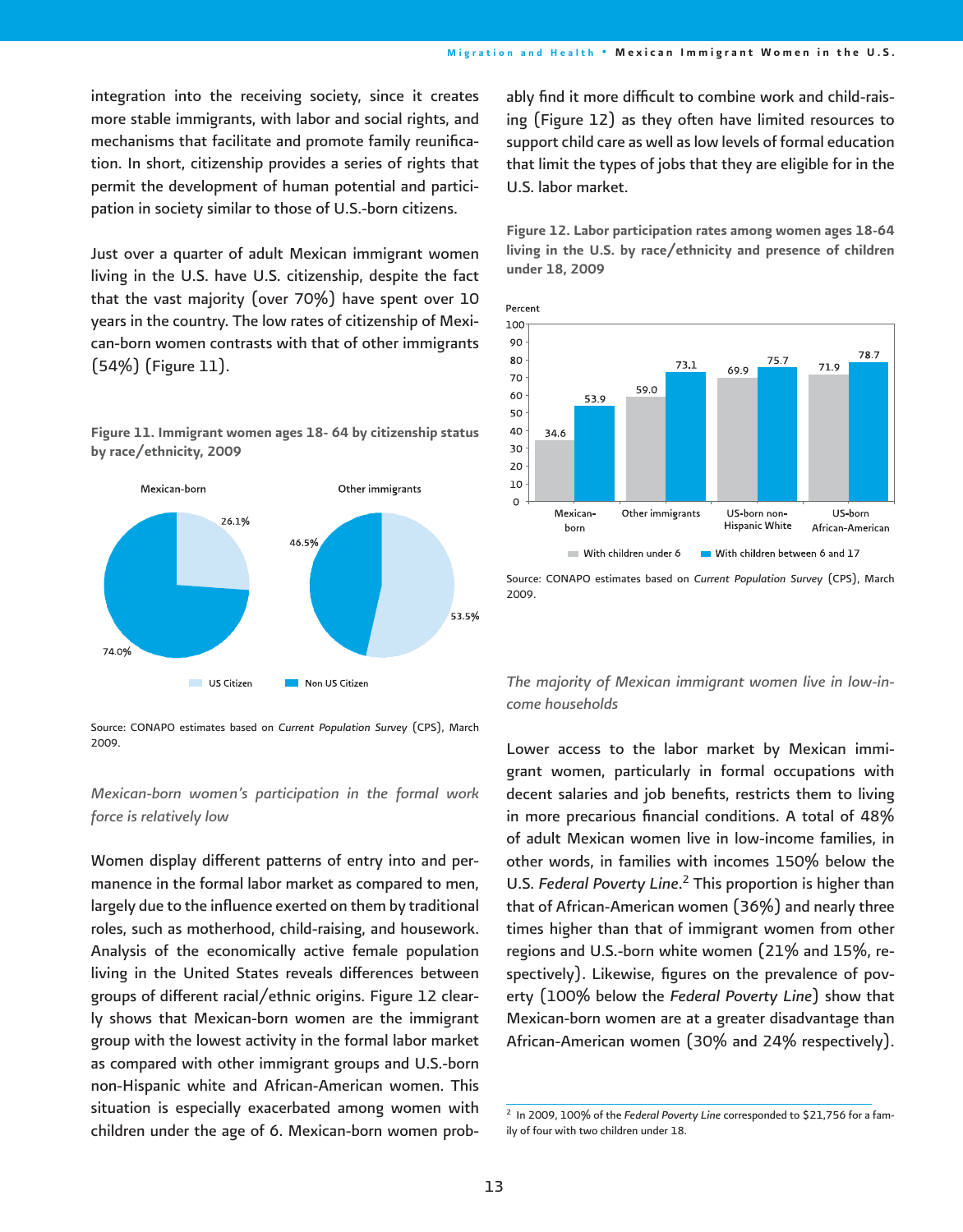integration into the receiving society, since it creates more stable immigrants, with labor and social rights, and mechanisms that facilitate and promote family reunification. In short, citizenship provides a series of rights that permit the development of human potential and participation in society similar to those of U.S.-born citizens.

Just over a quarter of adult Mexican immigrant women living in the U.S. have U.S. citizenship, despite the fact that the vast majority (over 70%) have spent over 10 years in the country. The low rates of citizenship of Mexican-born women contrasts with that of other immigrants (54%) (Figure 11).

**Figure 11. Immigrant women ages 18- 64 by citizenship status by race/ethnicity, 2009**

| | US Citizen | Non US Citizen |
|---|---|---|
| Mexican-born | 26.1% | 74.0% |
| Other immigrants | 53.5% | 46.5% |

Source: CONAPO estimates based on *Current Population Survey* (CPS), March 2009.

*Mexican-born women's participation in the formal work force is relatively low*

Women display different patterns of entry into and permanence in the formal labor market as compared to men, largely due to the influence exerted on them by traditional roles, such as motherhood, child-raising, and housework. Analysis of the economically active female population living in the United States reveals differences between groups of different racial/ethnic origins. Figure 12 clearly shows that Mexican-born women are the immigrant group with the lowest activity in the formal labor market as compared with other immigrant groups and U.S.-born non-Hispanic white and African-American women. This situation is especially exacerbated among women with children under the age of 6. Mexican-born women probably find it more difficult to combine work and child-raising (Figure 12) as they often have limited resources to support child care as well as low levels of formal education that limit the types of jobs that they are eligible for in the U.S. labor market.

**Figure 12. Labor participation rates among women ages 18-64 living in the U.S. by race/ethnicity and presence of children under 18, 2009**

| Percent | With children under 6 | With children between 6 and 17 |
|---|---|---|
| Mexican-born | 34.6 | 53.9 |
| Other immigrants | 59.0 | 73.1 |
| US-born non-Hispanic White | 69.9 | 75.7 |
| US-born African-American | 71.9 | 78.7 |

Source: CONAPO estimates based on *Current Population Survey* (CPS), March 2009.

*The majority of Mexican immigrant women live in low-income households*

Lower access to the labor market by Mexican immigrant women, particularly in formal occupations with decent salaries and job benefits, restricts them to living in more precarious financial conditions. A total of 48% of adult Mexican women live in low-income families, in other words, in families with incomes 150% below the U.S. *Federal Poverty Line*.[2] This proportion is higher than that of African-American women (36%) and nearly three times higher than that of immigrant women from other regions and U.S.-born white women (21% and 15%, respectively). Likewise, figures on the prevalence of poverty (100% below the *Federal Poverty Line*) show that Mexican-born women are at a greater disadvantage than African-American women (30% and 24% respectively).

---

[2] In 2009, 100% of the *Federal Poverty Line* corresponded to $21,756 for a family of four with two children under 18.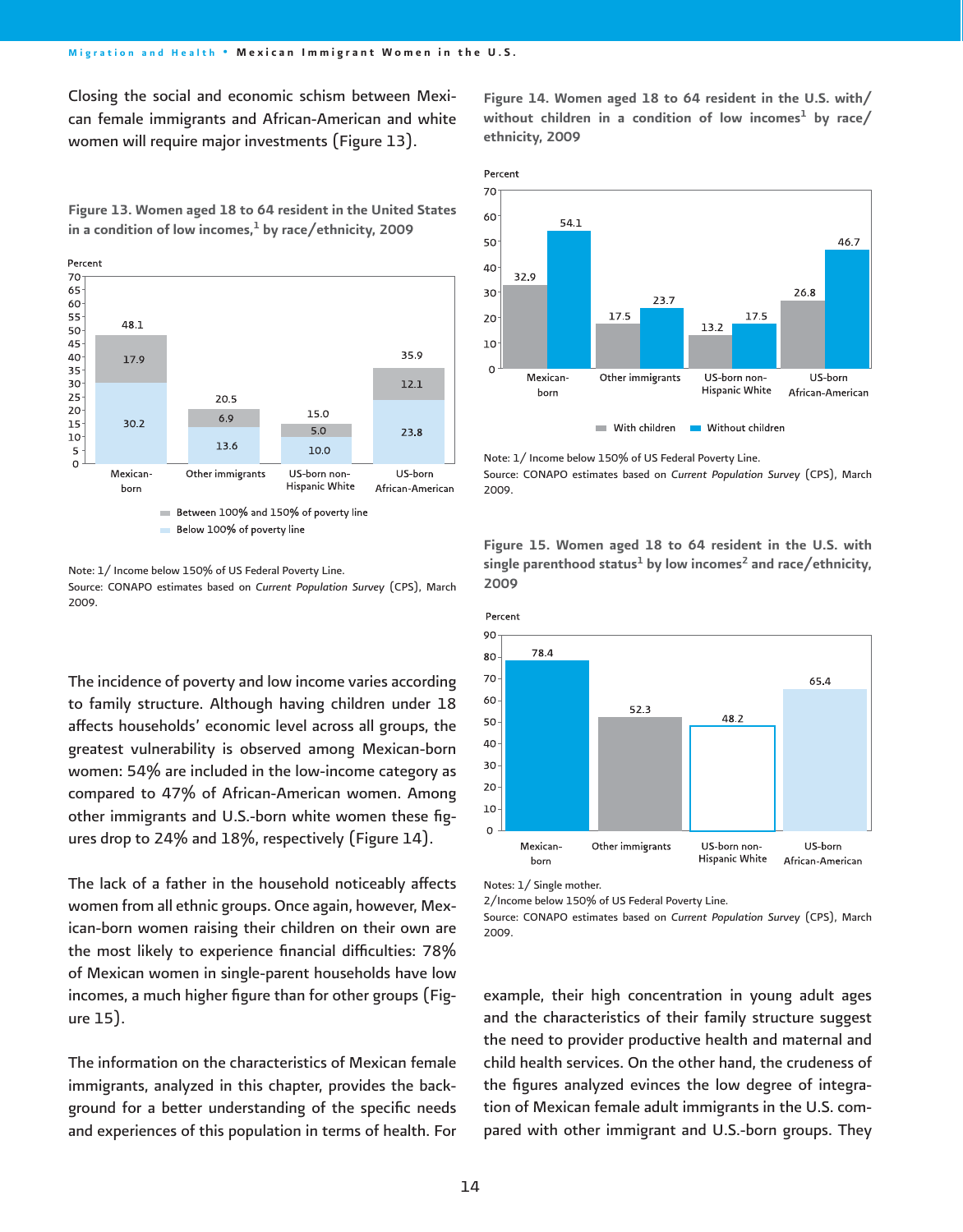Closing the social and economic schism between Mexican female immigrants and African-American and white women will require major investments (Figure 13).

**Figure 13. Women aged 18 to 64 resident in the United States in a condition of low incomes,[1] by race/ethnicity, 2009**

| Percent | Mexican-born | Other immigrants | US-born non-Hispanic White | US-born African-American |
|---|---|---|---|---|
| Between 100% and 150% of poverty line | 17.9 | 6.9 | 5.0 | 12.1 |
| Below 100% of poverty line | 30.2 | 13.6 | 10.0 | 23.8 |
| Total | 48.1 | 20.5 | 15.0 | 35.9 |

Note: 1/ Income below 150% of US Federal Poverty Line.
Source: CONAPO estimates based on *Current Population Survey* (CPS), March 2009.

The incidence of poverty and low income varies according to family structure. Although having children under 18 affects households' economic level across all groups, the greatest vulnerability is observed among Mexican-born women: 54% are included in the low-income category as compared to 47% of African-American women. Among other immigrants and U.S.-born white women these figures drop to 24% and 18%, respectively (Figure 14).

The lack of a father in the household noticeably affects women from all ethnic groups. Once again, however, Mexican-born women raising their children on their own are the most likely to experience financial difficulties: 78% of Mexican women in single-parent households have low incomes, a much higher figure than for other groups (Figure 15).

The information on the characteristics of Mexican female immigrants, analyzed in this chapter, provides the background for a better understanding of the specific needs and experiences of this population in terms of health. For

**Figure 14. Women aged 18 to 64 resident in the U.S. with/without children in a condition of low incomes[1] by race/ethnicity, 2009**

| Percent | Mexican-born | Other immigrants | US-born non-Hispanic White | US-born African-American |
|---|---|---|---|---|
| With children | 32.9 | 17.5 | 13.2 | 26.8 |
| Without children | 54.1 | 23.7 | 17.5 | 46.7 |

Note: 1/ Income below 150% of US Federal Poverty Line.
Source: CONAPO estimates based on *Current Population Survey* (CPS), March 2009.

**Figure 15. Women aged 18 to 64 resident in the U.S. with single parenthood status[1] by low incomes[2] and race/ethnicity, 2009**

| Percent | Mexican-born | Other immigrants | US-born non-Hispanic White | US-born African-American |
|---|---|---|---|---|
| Low incomes | 78.4 | 52.3 | 48.2 | 65.4 |

Notes: 1/ Single mother.
2/Income below 150% of US Federal Poverty Line.
Source: CONAPO estimates based on *Current Population Survey* (CPS), March 2009.

example, their high concentration in young adult ages and the characteristics of their family structure suggest the need to provider productive health and maternal and child health services. On the other hand, the crudeness of the figures analyzed evinces the low degree of integration of Mexican female adult immigrants in the U.S. compared with other immigrant and U.S.-born groups. They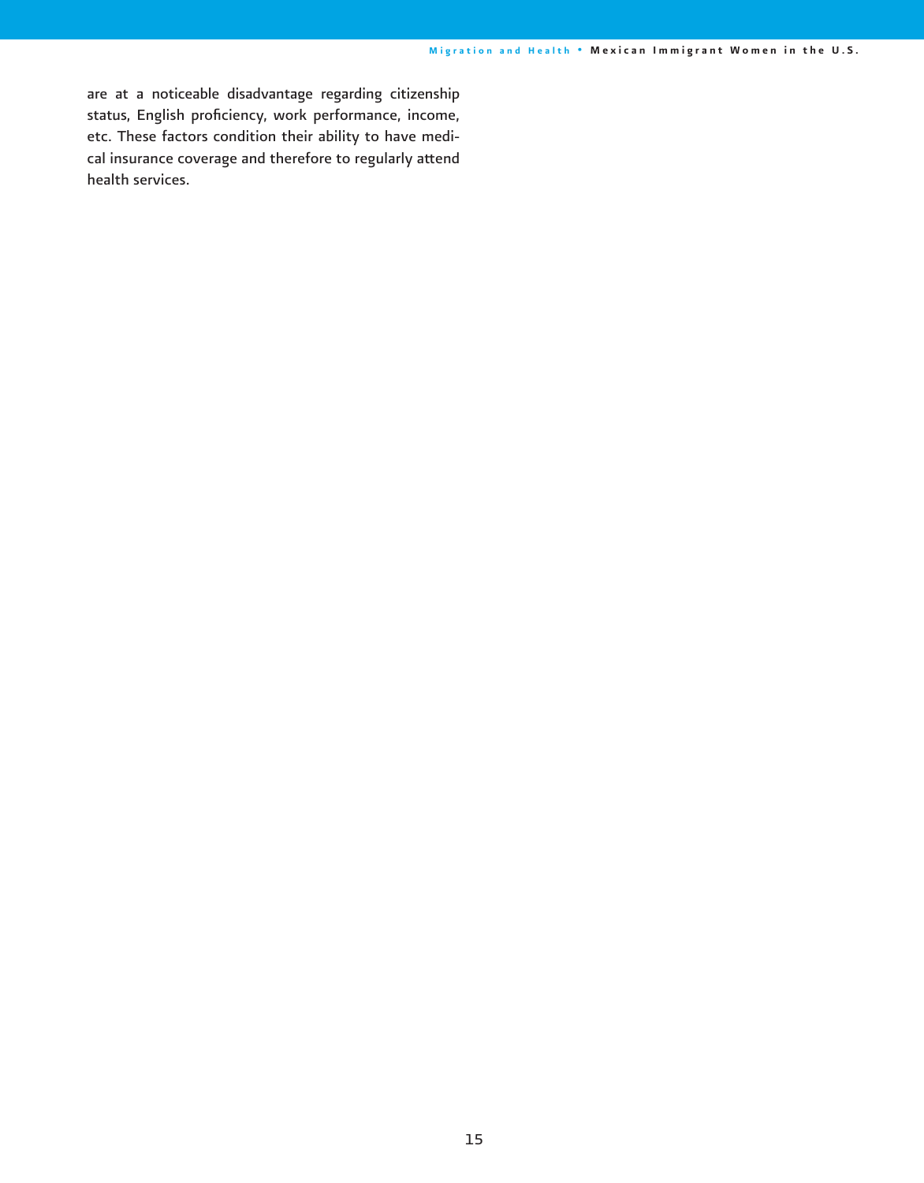are at a noticeable disadvantage regarding citizenship status, English proficiency, work performance, income, etc. These factors condition their ability to have medical insurance coverage and therefore to regularly attend health services.